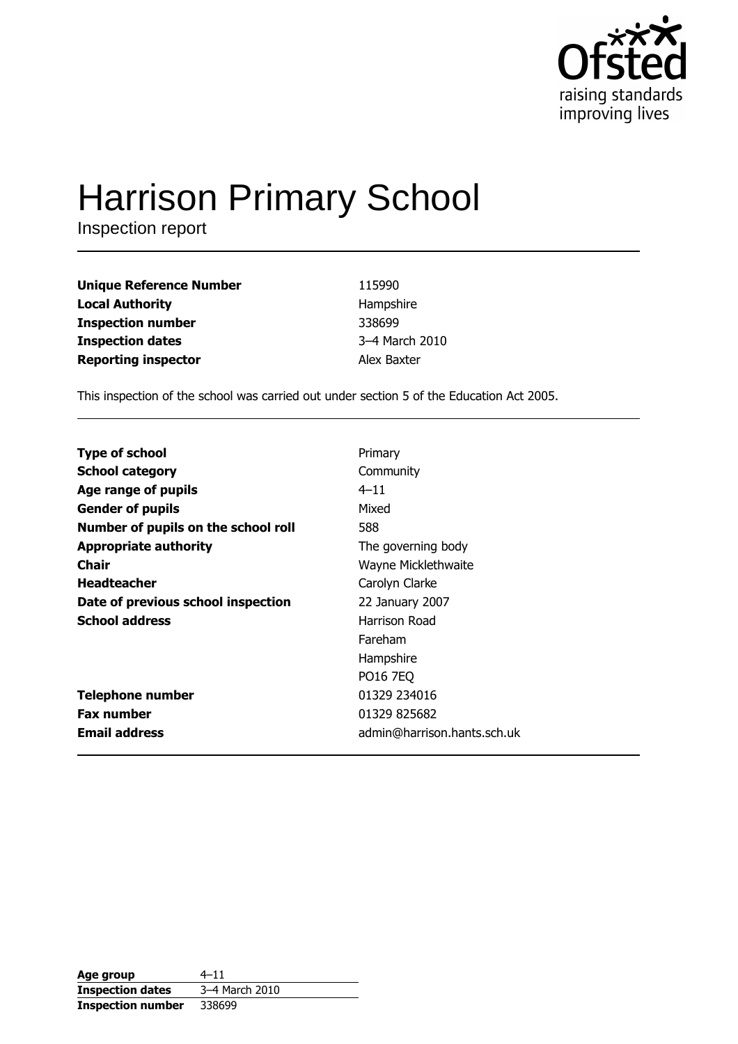Ofsted
raising standards
improving lives

# Harrison Primary School

Inspection report

| | |
|---|---|
| **Unique Reference Number** | 115990 |
| **Local Authority** | Hampshire |
| **Inspection number** | 338699 |
| **Inspection dates** | 3–4 March 2010 |
| **Reporting inspector** | Alex Baxter |

This inspection of the school was carried out under section 5 of the Education Act 2005.

| | |
|---|---|
| **Type of school** | Primary |
| **School category** | Community |
| **Age range of pupils** | 4–11 |
| **Gender of pupils** | Mixed |
| **Number of pupils on the school roll** | 588 |
| **Appropriate authority** | The governing body |
| **Chair** | Wayne Micklethwaite |
| **Headteacher** | Carolyn Clarke |
| **Date of previous school inspection** | 22 January 2007 |
| **School address** | Harrison Road<br>Fareham<br>Hampshire<br>PO16 7EQ |
| **Telephone number** | 01329 234016 |
| **Fax number** | 01329 825682 |
| **Email address** | admin@harrison.hants.sch.uk |

| | |
|---|---|
| **Age group** | 4–11 |
| **Inspection dates** | 3–4 March 2010 |
| **Inspection number** | 338699 |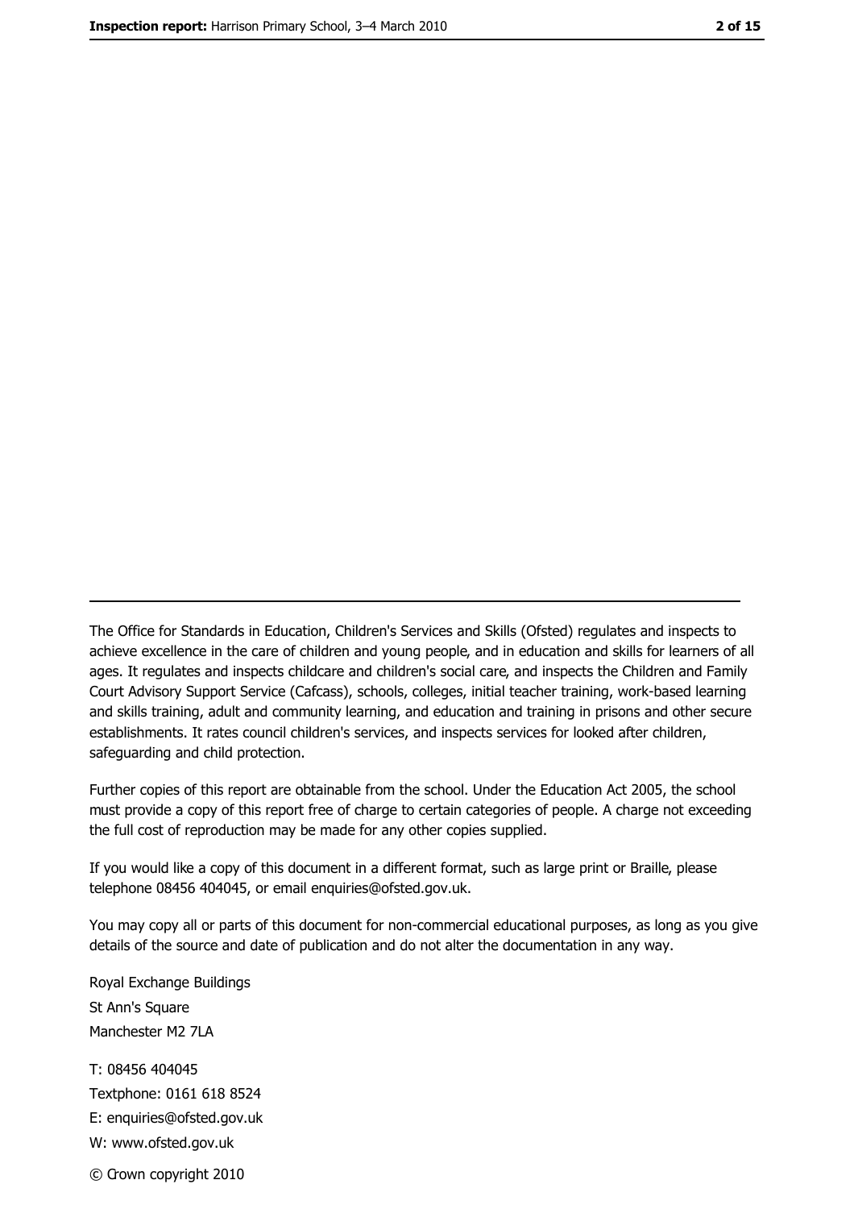The Office for Standards in Education, Children's Services and Skills (Ofsted) regulates and inspects to achieve excellence in the care of children and young people, and in education and skills for learners of all ages. It regulates and inspects childcare and children's social care, and inspects the Children and Family Court Advisory Support Service (Cafcass), schools, colleges, initial teacher training, work-based learning and skills training, adult and community learning, and education and training in prisons and other secure establishments. It rates council children's services, and inspects services for looked after children, safeguarding and child protection.

Further copies of this report are obtainable from the school. Under the Education Act 2005, the school must provide a copy of this report free of charge to certain categories of people. A charge not exceeding the full cost of reproduction may be made for any other copies supplied.

If you would like a copy of this document in a different format, such as large print or Braille, please telephone 08456 404045, or email enquiries@ofsted.gov.uk.

You may copy all or parts of this document for non-commercial educational purposes, as long as you give details of the source and date of publication and do not alter the documentation in any way.

Royal Exchange Buildings
St Ann's Square
Manchester M2 7LA

T: 08456 404045
Textphone: 0161 618 8524
E: enquiries@ofsted.gov.uk
W: www.ofsted.gov.uk

© Crown copyright 2010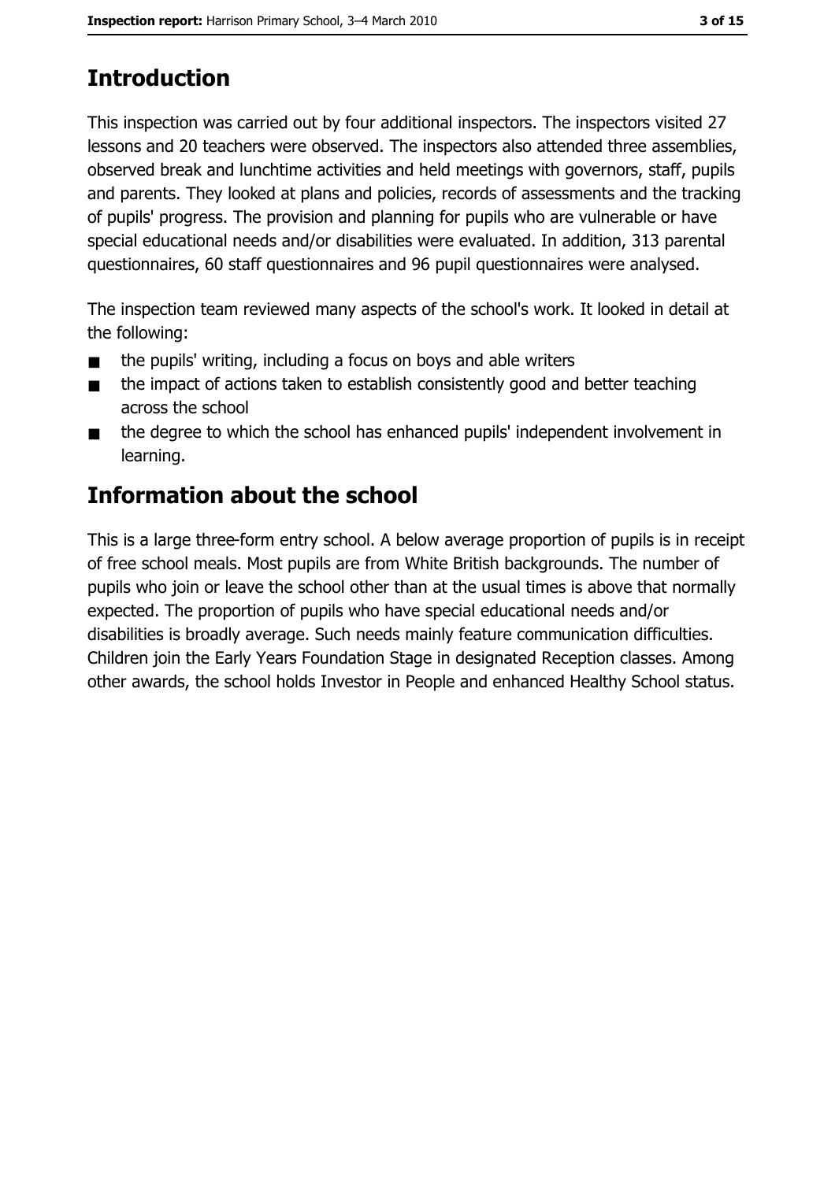## Introduction

This inspection was carried out by four additional inspectors. The inspectors visited 27 lessons and 20 teachers were observed. The inspectors also attended three assemblies, observed break and lunchtime activities and held meetings with governors, staff, pupils and parents. They looked at plans and policies, records of assessments and the tracking of pupils' progress. The provision and planning for pupils who are vulnerable or have special educational needs and/or disabilities were evaluated. In addition, 313 parental questionnaires, 60 staff questionnaires and 96 pupil questionnaires were analysed.

The inspection team reviewed many aspects of the school's work. It looked in detail at the following:

- the pupils' writing, including a focus on boys and able writers
- the impact of actions taken to establish consistently good and better teaching across the school
- the degree to which the school has enhanced pupils' independent involvement in learning.

## Information about the school

This is a large three-form entry school. A below average proportion of pupils is in receipt of free school meals. Most pupils are from White British backgrounds. The number of pupils who join or leave the school other than at the usual times is above that normally expected. The proportion of pupils who have special educational needs and/or disabilities is broadly average. Such needs mainly feature communication difficulties. Children join the Early Years Foundation Stage in designated Reception classes. Among other awards, the school holds Investor in People and enhanced Healthy School status.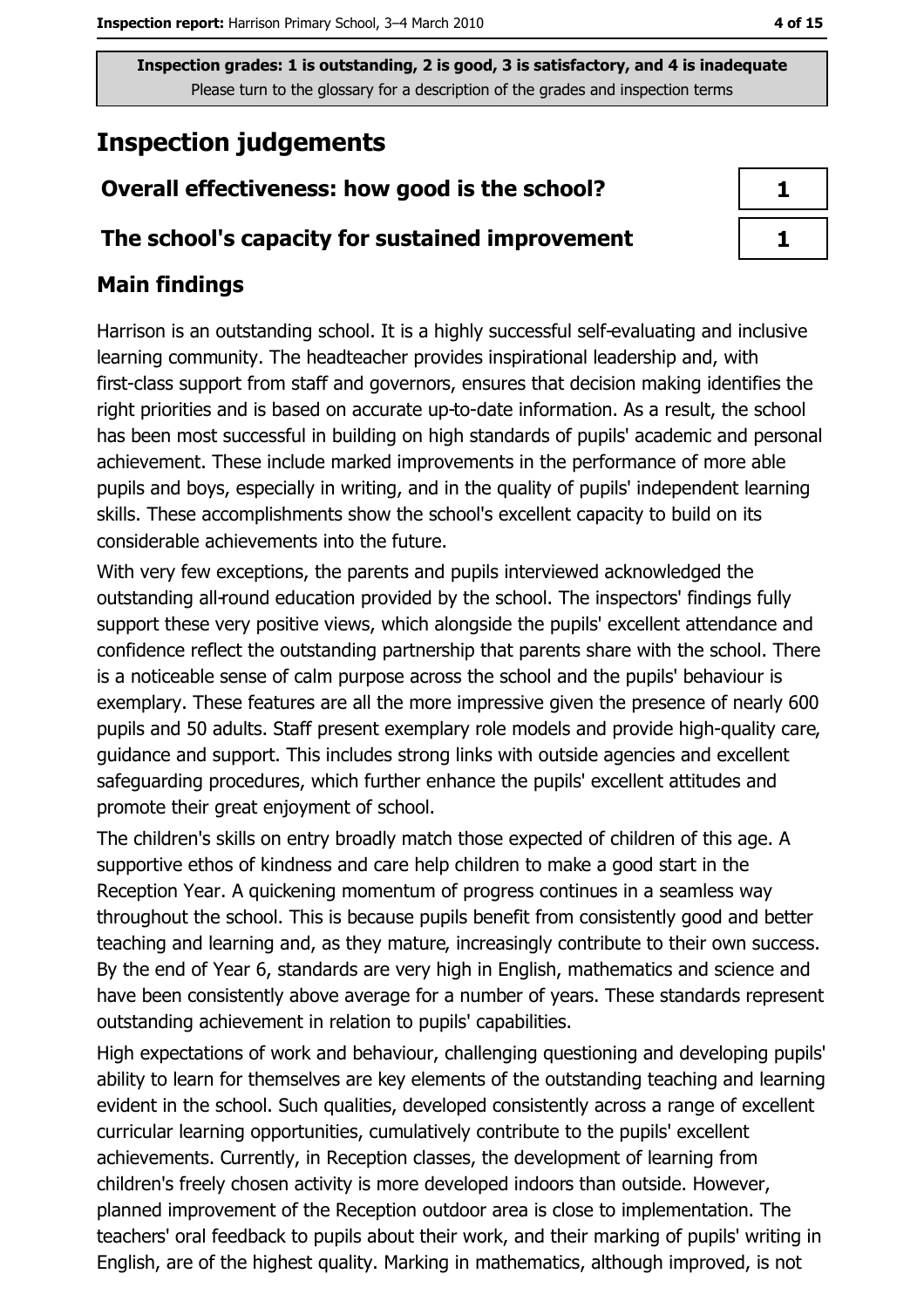**Inspection grades: 1 is outstanding, 2 is good, 3 is satisfactory, and 4 is inadequate**
Please turn to the glossary for a description of the grades and inspection terms

# Inspection judgements

| Overall effectiveness: how good is the school? | 1 |
|---|---|
| The school's capacity for sustained improvement | 1 |

## Main findings

Harrison is an outstanding school. It is a highly successful self-evaluating and inclusive learning community. The headteacher provides inspirational leadership and, with first-class support from staff and governors, ensures that decision making identifies the right priorities and is based on accurate up-to-date information. As a result, the school has been most successful in building on high standards of pupils' academic and personal achievement. These include marked improvements in the performance of more able pupils and boys, especially in writing, and in the quality of pupils' independent learning skills. These accomplishments show the school's excellent capacity to build on its considerable achievements into the future.

With very few exceptions, the parents and pupils interviewed acknowledged the outstanding all-round education provided by the school. The inspectors' findings fully support these very positive views, which alongside the pupils' excellent attendance and confidence reflect the outstanding partnership that parents share with the school. There is a noticeable sense of calm purpose across the school and the pupils' behaviour is exemplary. These features are all the more impressive given the presence of nearly 600 pupils and 50 adults. Staff present exemplary role models and provide high-quality care, guidance and support. This includes strong links with outside agencies and excellent safeguarding procedures, which further enhance the pupils' excellent attitudes and promote their great enjoyment of school.

The children's skills on entry broadly match those expected of children of this age. A supportive ethos of kindness and care help children to make a good start in the Reception Year. A quickening momentum of progress continues in a seamless way throughout the school. This is because pupils benefit from consistently good and better teaching and learning and, as they mature, increasingly contribute to their own success. By the end of Year 6, standards are very high in English, mathematics and science and have been consistently above average for a number of years. These standards represent outstanding achievement in relation to pupils' capabilities.

High expectations of work and behaviour, challenging questioning and developing pupils' ability to learn for themselves are key elements of the outstanding teaching and learning evident in the school. Such qualities, developed consistently across a range of excellent curricular learning opportunities, cumulatively contribute to the pupils' excellent achievements. Currently, in Reception classes, the development of learning from children's freely chosen activity is more developed indoors than outside. However, planned improvement of the Reception outdoor area is close to implementation. The teachers' oral feedback to pupils about their work, and their marking of pupils' writing in English, are of the highest quality. Marking in mathematics, although improved, is not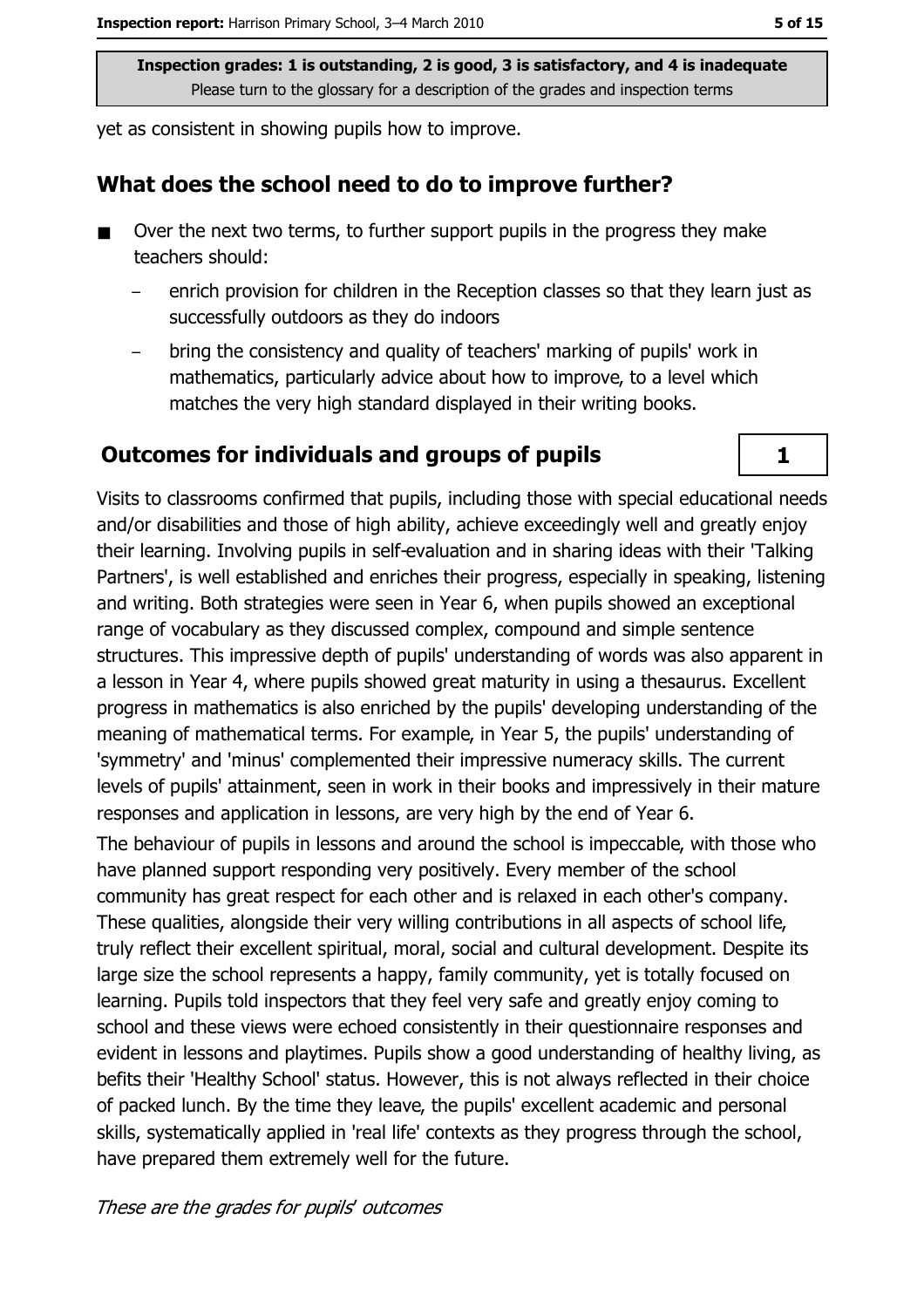yet as consistent in showing pupils how to improve.

## What does the school need to do to improve further?

- Over the next two terms, to further support pupils in the progress they make teachers should:
  - enrich provision for children in the Reception classes so that they learn just as successfully outdoors as they do indoors
  - bring the consistency and quality of teachers' marking of pupils' work in mathematics, particularly advice about how to improve, to a level which matches the very high standard displayed in their writing books.

## Outcomes for individuals and groups of pupils

**1**

Visits to classrooms confirmed that pupils, including those with special educational needs and/or disabilities and those of high ability, achieve exceedingly well and greatly enjoy their learning. Involving pupils in self-evaluation and in sharing ideas with their 'Talking Partners', is well established and enriches their progress, especially in speaking, listening and writing. Both strategies were seen in Year 6, when pupils showed an exceptional range of vocabulary as they discussed complex, compound and simple sentence structures. This impressive depth of pupils' understanding of words was also apparent in a lesson in Year 4, where pupils showed great maturity in using a thesaurus. Excellent progress in mathematics is also enriched by the pupils' developing understanding of the meaning of mathematical terms. For example, in Year 5, the pupils' understanding of 'symmetry' and 'minus' complemented their impressive numeracy skills. The current levels of pupils' attainment, seen in work in their books and impressively in their mature responses and application in lessons, are very high by the end of Year 6.

The behaviour of pupils in lessons and around the school is impeccable, with those who have planned support responding very positively. Every member of the school community has great respect for each other and is relaxed in each other's company. These qualities, alongside their very willing contributions in all aspects of school life, truly reflect their excellent spiritual, moral, social and cultural development. Despite its large size the school represents a happy, family community, yet is totally focused on learning. Pupils told inspectors that they feel very safe and greatly enjoy coming to school and these views were echoed consistently in their questionnaire responses and evident in lessons and playtimes. Pupils show a good understanding of healthy living, as befits their 'Healthy School' status. However, this is not always reflected in their choice of packed lunch. By the time they leave, the pupils' excellent academic and personal skills, systematically applied in 'real life' contexts as they progress through the school, have prepared them extremely well for the future.

*These are the grades for pupils' outcomes*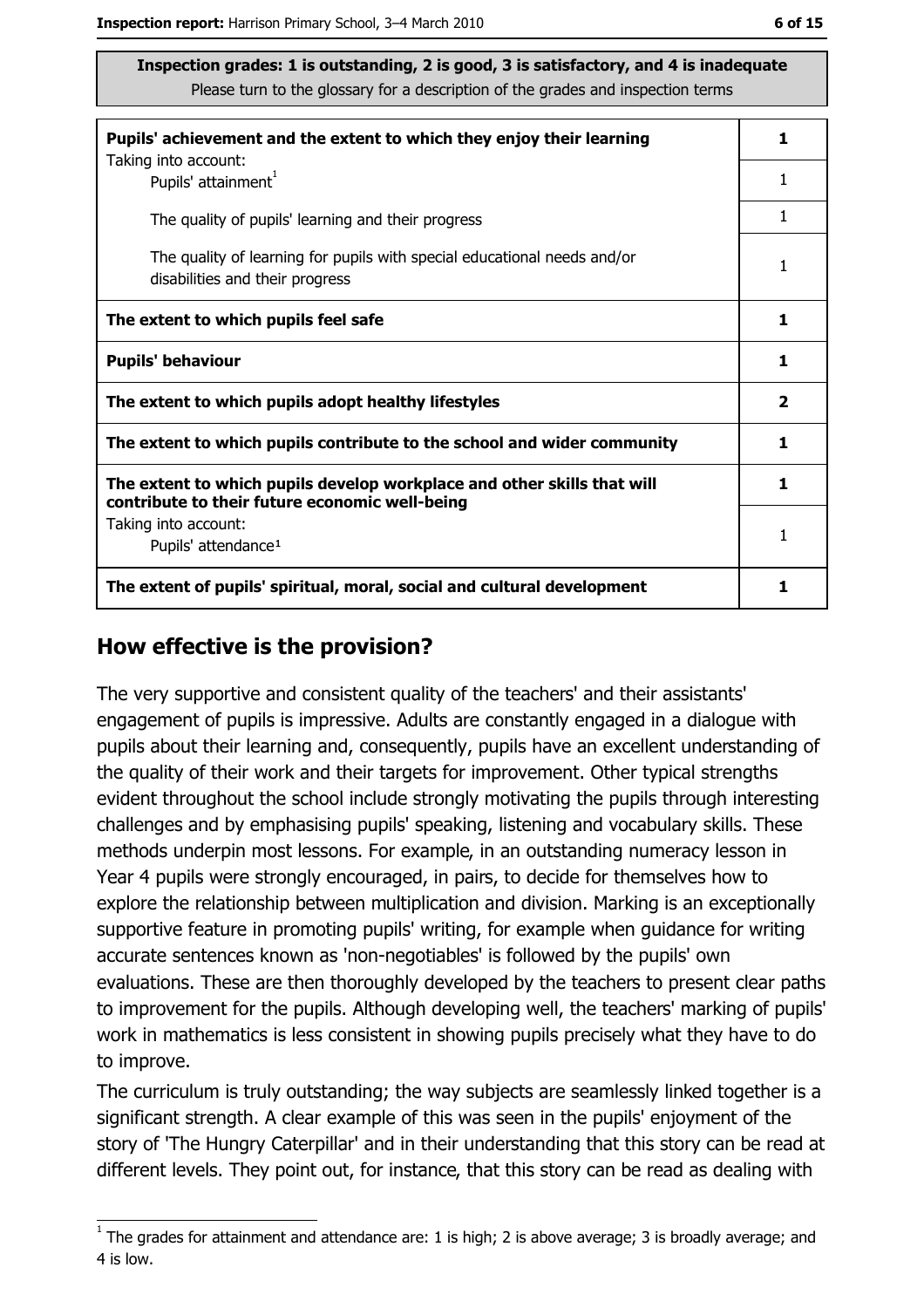**Inspection grades: 1 is outstanding, 2 is good, 3 is satisfactory, and 4 is inadequate**
Please turn to the glossary for a description of the grades and inspection terms

| | |
|---|---|
| **Pupils' achievement and the extent to which they enjoy their learning** | **1** |
| Taking into account: Pupils' attainment[1] | 1 |
| The quality of pupils' learning and their progress | 1 |
| The quality of learning for pupils with special educational needs and/or disabilities and their progress | 1 |
| **The extent to which pupils feel safe** | **1** |
| **Pupils' behaviour** | **1** |
| **The extent to which pupils adopt healthy lifestyles** | **2** |
| **The extent to which pupils contribute to the school and wider community** | **1** |
| **The extent to which pupils develop workplace and other skills that will contribute to their future economic well-being** | **1** |
| Taking into account: Pupils' attendance[1] | 1 |
| **The extent of pupils' spiritual, moral, social and cultural development** | **1** |

## How effective is the provision?

The very supportive and consistent quality of the teachers' and their assistants' engagement of pupils is impressive. Adults are constantly engaged in a dialogue with pupils about their learning and, consequently, pupils have an excellent understanding of the quality of their work and their targets for improvement. Other typical strengths evident throughout the school include strongly motivating the pupils through interesting challenges and by emphasising pupils' speaking, listening and vocabulary skills. These methods underpin most lessons. For example, in an outstanding numeracy lesson in Year 4 pupils were strongly encouraged, in pairs, to decide for themselves how to explore the relationship between multiplication and division. Marking is an exceptionally supportive feature in promoting pupils' writing, for example when guidance for writing accurate sentences known as 'non-negotiables' is followed by the pupils' own evaluations. These are then thoroughly developed by the teachers to present clear paths to improvement for the pupils. Although developing well, the teachers' marking of pupils' work in mathematics is less consistent in showing pupils precisely what they have to do to improve.

The curriculum is truly outstanding; the way subjects are seamlessly linked together is a significant strength. A clear example of this was seen in the pupils' enjoyment of the story of 'The Hungry Caterpillar' and in their understanding that this story can be read at different levels. They point out, for instance, that this story can be read as dealing with

---

[1] The grades for attainment and attendance are: 1 is high; 2 is above average; 3 is broadly average; and 4 is low.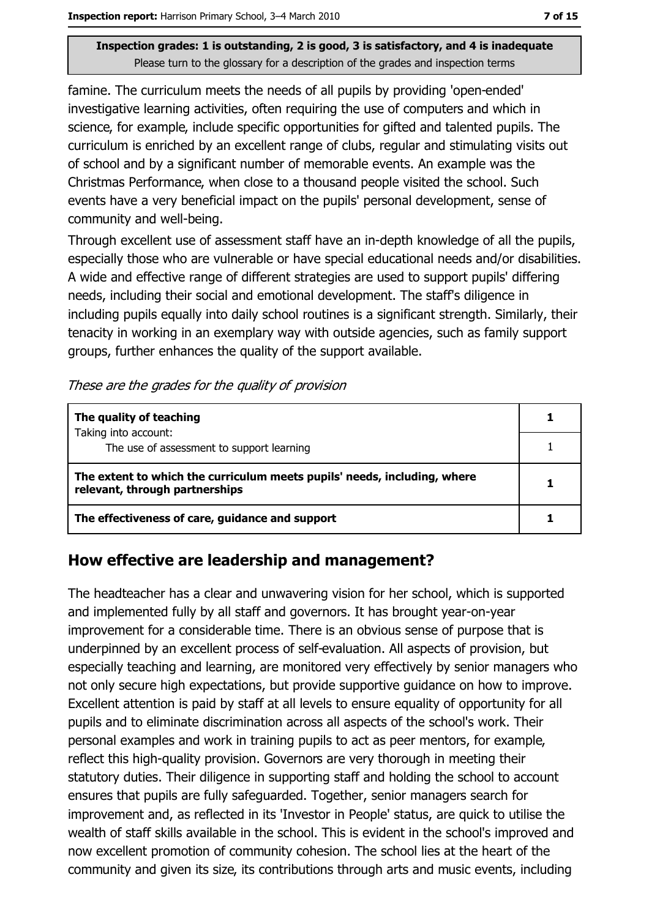famine. The curriculum meets the needs of all pupils by providing 'open-ended' investigative learning activities, often requiring the use of computers and which in science, for example, include specific opportunities for gifted and talented pupils. The curriculum is enriched by an excellent range of clubs, regular and stimulating visits out of school and by a significant number of memorable events. An example was the Christmas Performance, when close to a thousand people visited the school. Such events have a very beneficial impact on the pupils' personal development, sense of community and well-being.

Through excellent use of assessment staff have an in-depth knowledge of all the pupils, especially those who are vulnerable or have special educational needs and/or disabilities. A wide and effective range of different strategies are used to support pupils' differing needs, including their social and emotional development. The staff's diligence in including pupils equally into daily school routines is a significant strength. Similarly, their tenacity in working in an exemplary way with outside agencies, such as family support groups, further enhances the quality of the support available.

*These are the grades for the quality of provision*

| | |
|---|---|
| **The quality of teaching** | **1** |
| Taking into account: The use of assessment to support learning | 1 |
| **The extent to which the curriculum meets pupils' needs, including, where relevant, through partnerships** | **1** |
| **The effectiveness of care, guidance and support** | **1** |

## How effective are leadership and management?

The headteacher has a clear and unwavering vision for her school, which is supported and implemented fully by all staff and governors. It has brought year-on-year improvement for a considerable time. There is an obvious sense of purpose that is underpinned by an excellent process of self-evaluation. All aspects of provision, but especially teaching and learning, are monitored very effectively by senior managers who not only secure high expectations, but provide supportive guidance on how to improve. Excellent attention is paid by staff at all levels to ensure equality of opportunity for all pupils and to eliminate discrimination across all aspects of the school's work. Their personal examples and work in training pupils to act as peer mentors, for example, reflect this high-quality provision. Governors are very thorough in meeting their statutory duties. Their diligence in supporting staff and holding the school to account ensures that pupils are fully safeguarded. Together, senior managers search for improvement and, as reflected in its 'Investor in People' status, are quick to utilise the wealth of staff skills available in the school. This is evident in the school's improved and now excellent promotion of community cohesion. The school lies at the heart of the community and given its size, its contributions through arts and music events, including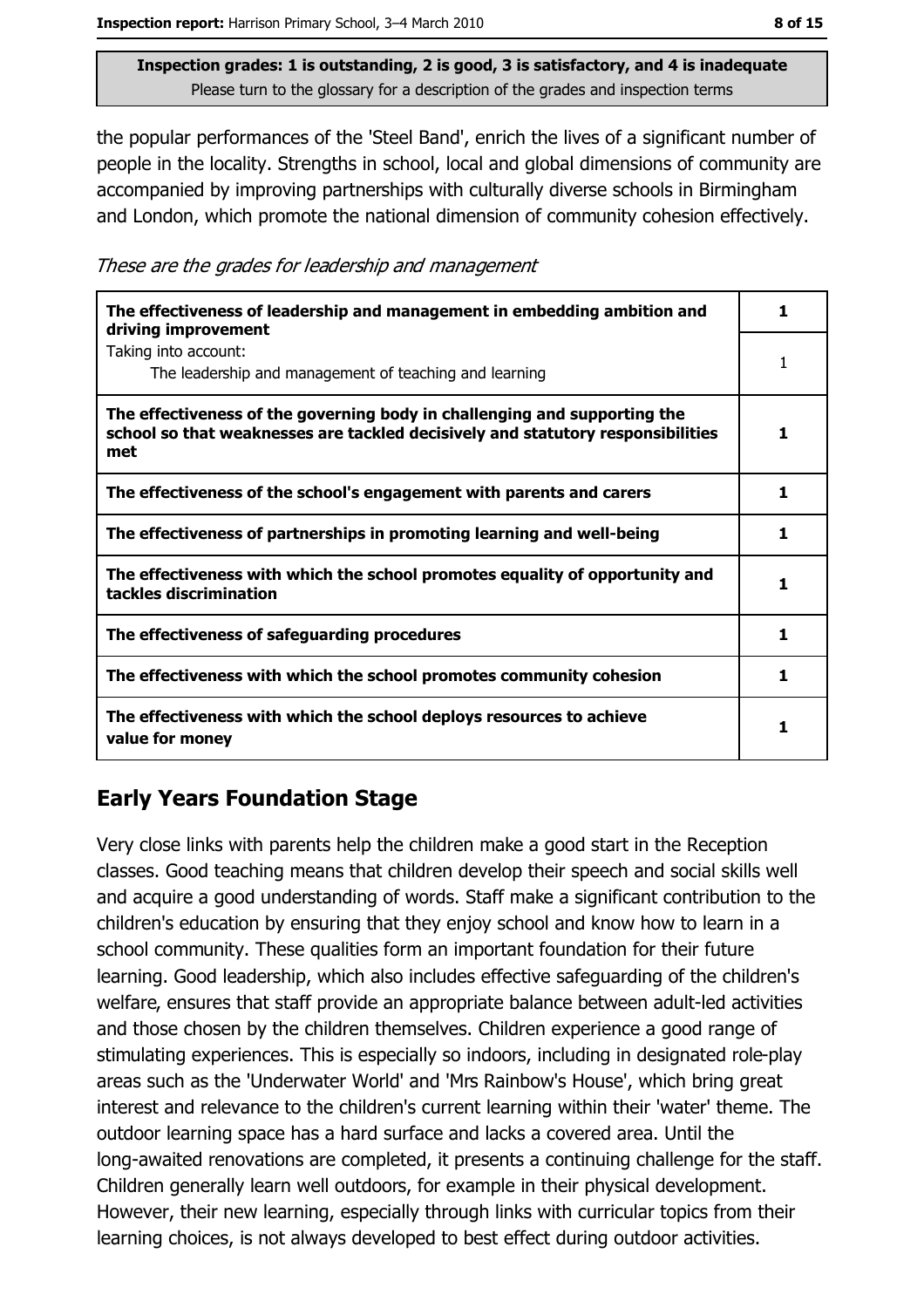**Inspection grades: 1 is outstanding, 2 is good, 3 is satisfactory, and 4 is inadequate**
Please turn to the glossary for a description of the grades and inspection terms

the popular performances of the 'Steel Band', enrich the lives of a significant number of people in the locality. Strengths in school, local and global dimensions of community are accompanied by improving partnerships with culturally diverse schools in Birmingham and London, which promote the national dimension of community cohesion effectively.

*These are the grades for leadership and management*

| | |
|---|---|
| **The effectiveness of leadership and management in embedding ambition and driving improvement** | **1** |
| Taking into account: The leadership and management of teaching and learning | 1 |
| **The effectiveness of the governing body in challenging and supporting the school so that weaknesses are tackled decisively and statutory responsibilities met** | **1** |
| **The effectiveness of the school's engagement with parents and carers** | **1** |
| **The effectiveness of partnerships in promoting learning and well-being** | **1** |
| **The effectiveness with which the school promotes equality of opportunity and tackles discrimination** | **1** |
| **The effectiveness of safeguarding procedures** | **1** |
| **The effectiveness with which the school promotes community cohesion** | **1** |
| **The effectiveness with which the school deploys resources to achieve value for money** | **1** |

## Early Years Foundation Stage

Very close links with parents help the children make a good start in the Reception classes. Good teaching means that children develop their speech and social skills well and acquire a good understanding of words. Staff make a significant contribution to the children's education by ensuring that they enjoy school and know how to learn in a school community. These qualities form an important foundation for their future learning. Good leadership, which also includes effective safeguarding of the children's welfare, ensures that staff provide an appropriate balance between adult-led activities and those chosen by the children themselves. Children experience a good range of stimulating experiences. This is especially so indoors, including in designated role-play areas such as the 'Underwater World' and 'Mrs Rainbow's House', which bring great interest and relevance to the children's current learning within their 'water' theme. The outdoor learning space has a hard surface and lacks a covered area. Until the long-awaited renovations are completed, it presents a continuing challenge for the staff. Children generally learn well outdoors, for example in their physical development. However, their new learning, especially through links with curricular topics from their learning choices, is not always developed to best effect during outdoor activities.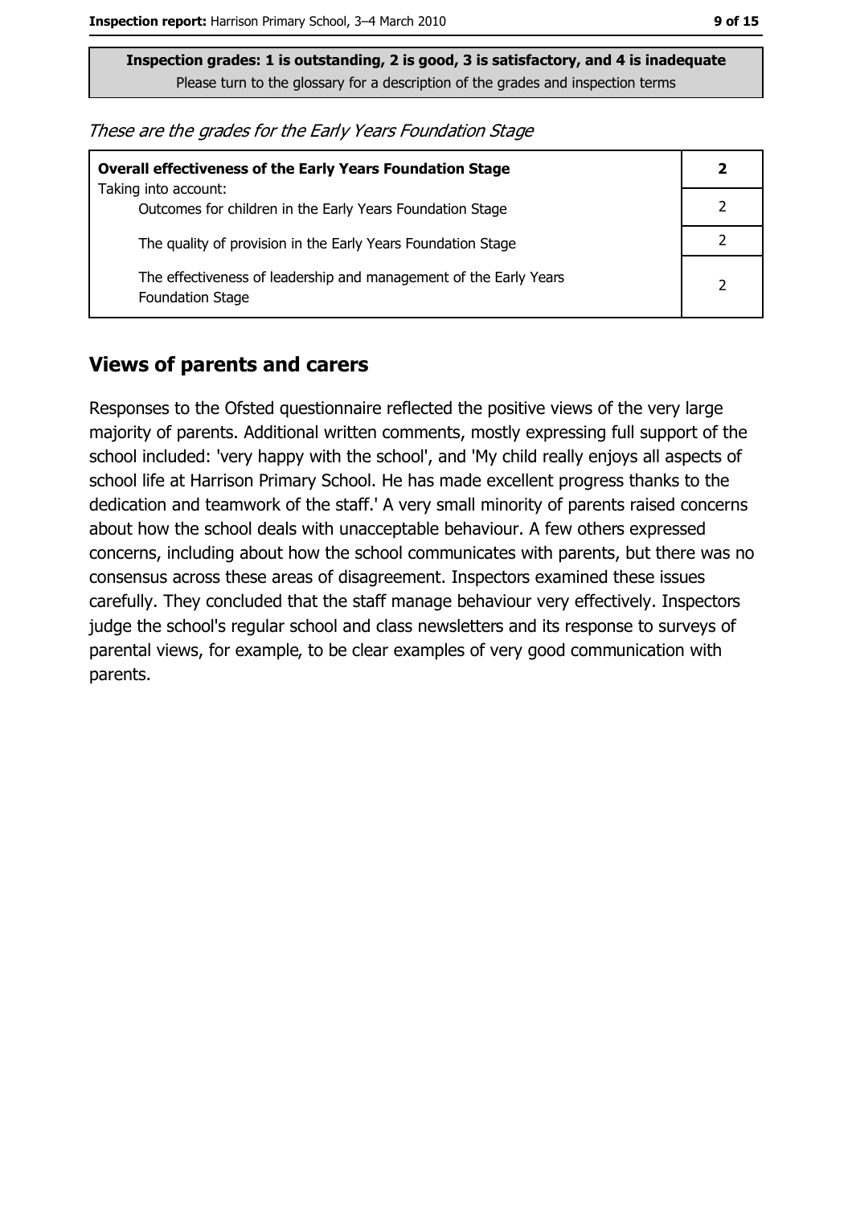**Inspection grades: 1 is outstanding, 2 is good, 3 is satisfactory, and 4 is inadequate**
Please turn to the glossary for a description of the grades and inspection terms

*These are the grades for the Early Years Foundation Stage*

| Overall effectiveness of the Early Years Foundation Stage | 2 |
|---|---|
| Taking into account: Outcomes for children in the Early Years Foundation Stage | 2 |
| The quality of provision in the Early Years Foundation Stage | 2 |
| The effectiveness of leadership and management of the Early Years Foundation Stage | 2 |

## Views of parents and carers

Responses to the Ofsted questionnaire reflected the positive views of the very large majority of parents. Additional written comments, mostly expressing full support of the school included: 'very happy with the school', and 'My child really enjoys all aspects of school life at Harrison Primary School. He has made excellent progress thanks to the dedication and teamwork of the staff.' A very small minority of parents raised concerns about how the school deals with unacceptable behaviour. A few others expressed concerns, including about how the school communicates with parents, but there was no consensus across these areas of disagreement. Inspectors examined these issues carefully. They concluded that the staff manage behaviour very effectively. Inspectors judge the school's regular school and class newsletters and its response to surveys of parental views, for example, to be clear examples of very good communication with parents.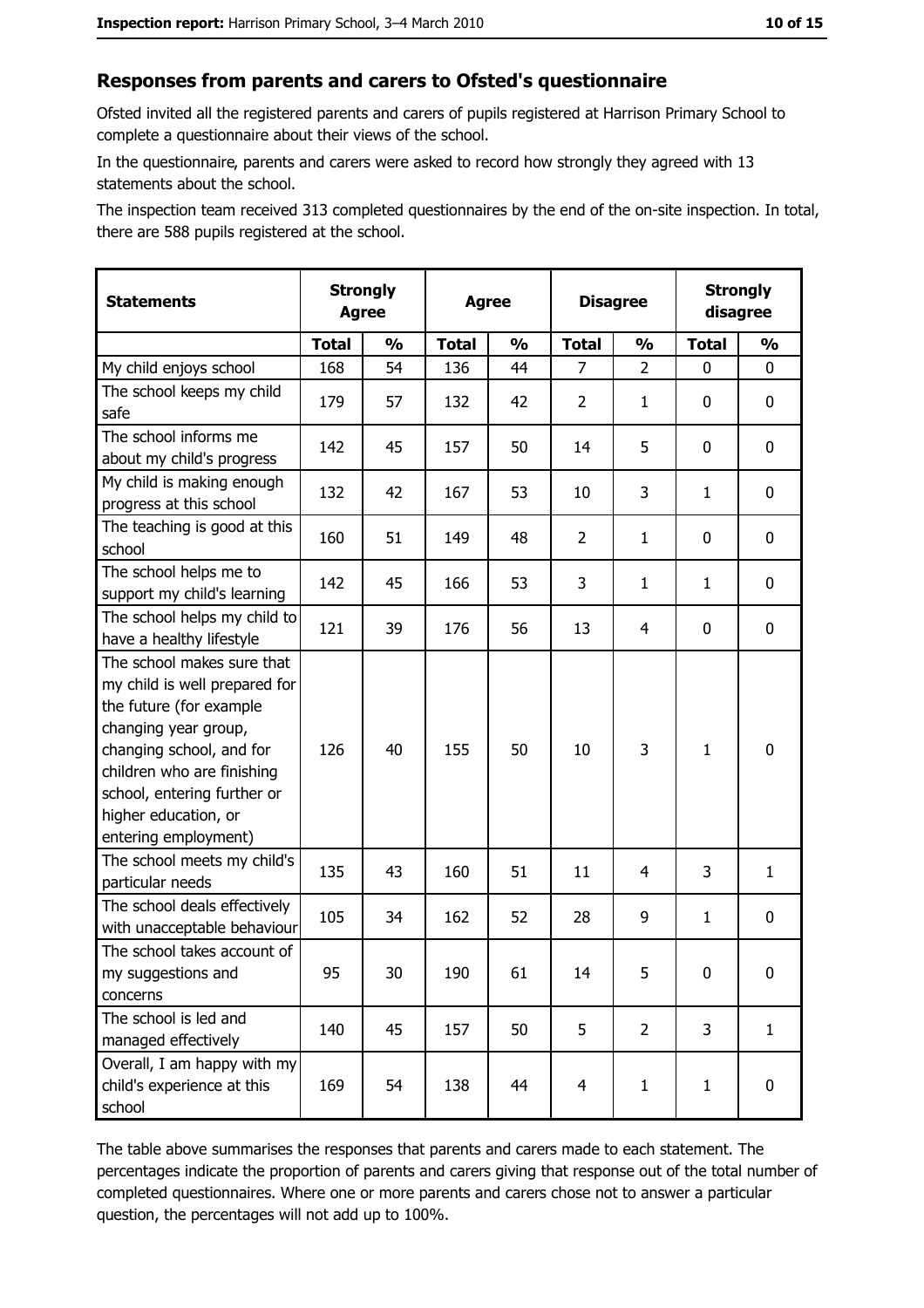## Responses from parents and carers to Ofsted's questionnaire

Ofsted invited all the registered parents and carers of pupils registered at Harrison Primary School to complete a questionnaire about their views of the school.

In the questionnaire, parents and carers were asked to record how strongly they agreed with 13 statements about the school.

The inspection team received 313 completed questionnaires by the end of the on-site inspection. In total, there are 588 pupils registered at the school.

| Statements | Strongly Agree | | Agree | | Disagree | | Strongly disagree | |
|---|---|---|---|---|---|---|---|---|
| | Total | % | Total | % | Total | % | Total | % |
| My child enjoys school | 168 | 54 | 136 | 44 | 7 | 2 | 0 | 0 |
| The school keeps my child safe | 179 | 57 | 132 | 42 | 2 | 1 | 0 | 0 |
| The school informs me about my child's progress | 142 | 45 | 157 | 50 | 14 | 5 | 0 | 0 |
| My child is making enough progress at this school | 132 | 42 | 167 | 53 | 10 | 3 | 1 | 0 |
| The teaching is good at this school | 160 | 51 | 149 | 48 | 2 | 1 | 0 | 0 |
| The school helps me to support my child's learning | 142 | 45 | 166 | 53 | 3 | 1 | 1 | 0 |
| The school helps my child to have a healthy lifestyle | 121 | 39 | 176 | 56 | 13 | 4 | 0 | 0 |
| The school makes sure that my child is well prepared for the future (for example changing year group, changing school, and for children who are finishing school, entering further or higher education, or entering employment) | 126 | 40 | 155 | 50 | 10 | 3 | 1 | 0 |
| The school meets my child's particular needs | 135 | 43 | 160 | 51 | 11 | 4 | 3 | 1 |
| The school deals effectively with unacceptable behaviour | 105 | 34 | 162 | 52 | 28 | 9 | 1 | 0 |
| The school takes account of my suggestions and concerns | 95 | 30 | 190 | 61 | 14 | 5 | 0 | 0 |
| The school is led and managed effectively | 140 | 45 | 157 | 50 | 5 | 2 | 3 | 1 |
| Overall, I am happy with my child's experience at this school | 169 | 54 | 138 | 44 | 4 | 1 | 1 | 0 |

The table above summarises the responses that parents and carers made to each statement. The percentages indicate the proportion of parents and carers giving that response out of the total number of completed questionnaires. Where one or more parents and carers chose not to answer a particular question, the percentages will not add up to 100%.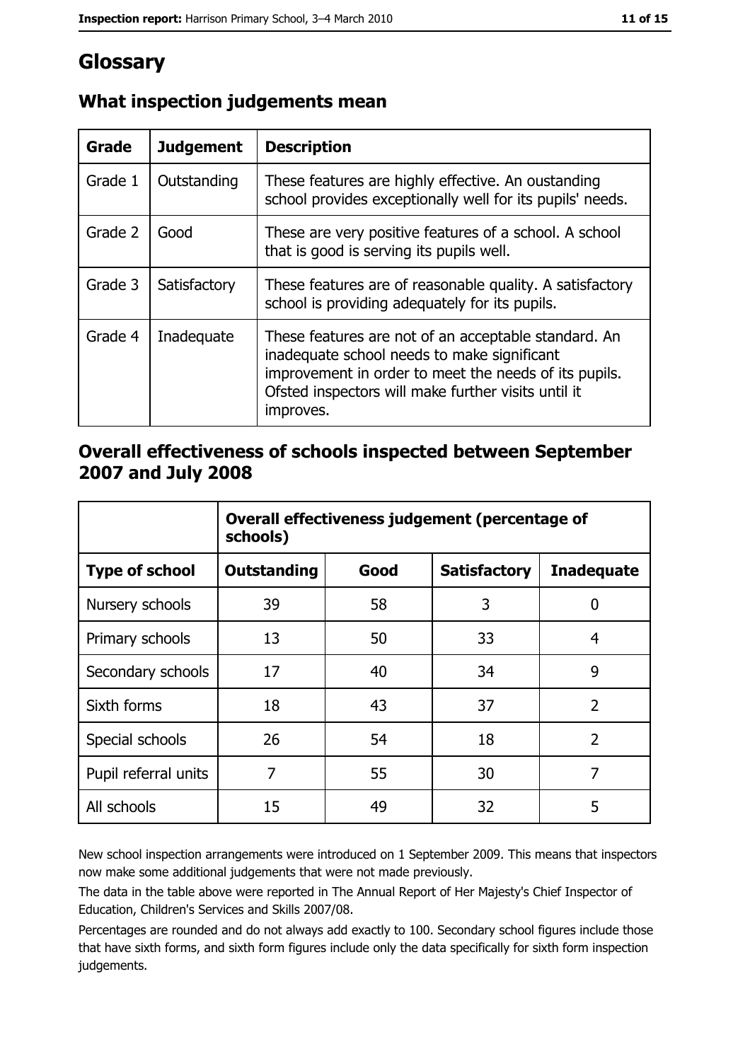# Glossary

## What inspection judgements mean

| Grade | Judgement | Description |
|---|---|---|
| Grade 1 | Outstanding | These features are highly effective. An oustanding school provides exceptionally well for its pupils' needs. |
| Grade 2 | Good | These are very positive features of a school. A school that is good is serving its pupils well. |
| Grade 3 | Satisfactory | These features are of reasonable quality. A satisfactory school is providing adequately for its pupils. |
| Grade 4 | Inadequate | These features are not of an acceptable standard. An inadequate school needs to make significant improvement in order to meet the needs of its pupils. Ofsted inspectors will make further visits until it improves. |

## Overall effectiveness of schools inspected between September 2007 and July 2008

| | Overall effectiveness judgement (percentage of schools) | | | |
|---|---|---|---|---|
| **Type of school** | **Outstanding** | **Good** | **Satisfactory** | **Inadequate** |
| Nursery schools | 39 | 58 | 3 | 0 |
| Primary schools | 13 | 50 | 33 | 4 |
| Secondary schools | 17 | 40 | 34 | 9 |
| Sixth forms | 18 | 43 | 37 | 2 |
| Special schools | 26 | 54 | 18 | 2 |
| Pupil referral units | 7 | 55 | 30 | 7 |
| All schools | 15 | 49 | 32 | 5 |

New school inspection arrangements were introduced on 1 September 2009. This means that inspectors now make some additional judgements that were not made previously.

The data in the table above were reported in The Annual Report of Her Majesty's Chief Inspector of Education, Children's Services and Skills 2007/08.

Percentages are rounded and do not always add exactly to 100. Secondary school figures include those that have sixth forms, and sixth form figures include only the data specifically for sixth form inspection judgements.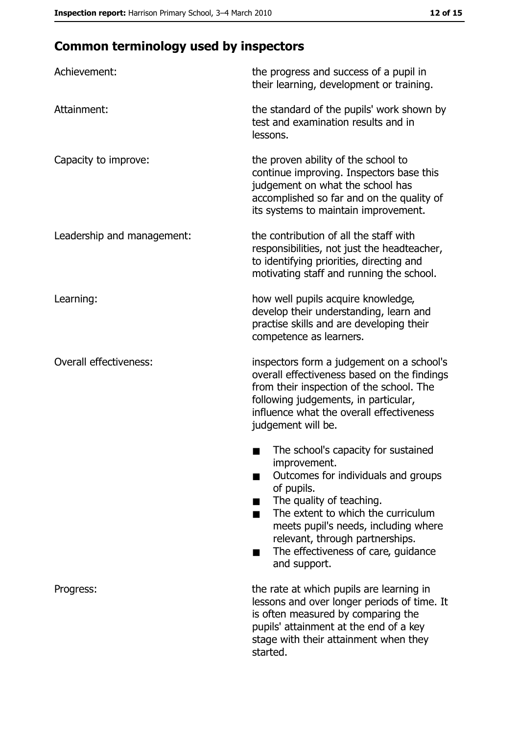## Common terminology used by inspectors

| | |
|---|---|
| Achievement: | the progress and success of a pupil in their learning, development or training. |
| Attainment: | the standard of the pupils' work shown by test and examination results and in lessons. |
| Capacity to improve: | the proven ability of the school to continue improving. Inspectors base this judgement on what the school has accomplished so far and on the quality of its systems to maintain improvement. |
| Leadership and management: | the contribution of all the staff with responsibilities, not just the headteacher, to identifying priorities, directing and motivating staff and running the school. |
| Learning: | how well pupils acquire knowledge, develop their understanding, learn and practise skills and are developing their competence as learners. |
| Overall effectiveness: | inspectors form a judgement on a school's overall effectiveness based on the findings from their inspection of the school. The following judgements, in particular, influence what the overall effectiveness judgement will be.<br>■ The school's capacity for sustained improvement.<br>■ Outcomes for individuals and groups of pupils.<br>■ The quality of teaching.<br>■ The extent to which the curriculum meets pupil's needs, including where relevant, through partnerships.<br>■ The effectiveness of care, guidance and support. |
| Progress: | the rate at which pupils are learning in lessons and over longer periods of time. It is often measured by comparing the pupils' attainment at the end of a key stage with their attainment when they started. |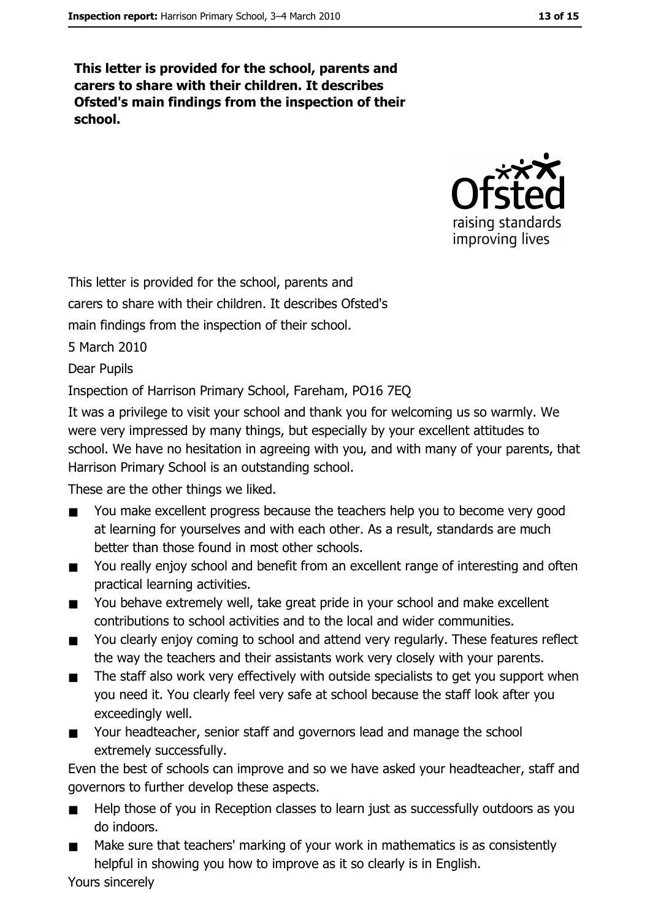**This letter is provided for the school, parents and carers to share with their children. It describes Ofsted's main findings from the inspection of their school.**

This letter is provided for the school, parents and carers to share with their children. It describes Ofsted's main findings from the inspection of their school.

5 March 2010

Dear Pupils

Inspection of Harrison Primary School, Fareham, PO16 7EQ

It was a privilege to visit your school and thank you for welcoming us so warmly. We were very impressed by many things, but especially by your excellent attitudes to school. We have no hesitation in agreeing with you, and with many of your parents, that Harrison Primary School is an outstanding school.

These are the other things we liked.

- You make excellent progress because the teachers help you to become very good at learning for yourselves and with each other. As a result, standards are much better than those found in most other schools.
- You really enjoy school and benefit from an excellent range of interesting and often practical learning activities.
- You behave extremely well, take great pride in your school and make excellent contributions to school activities and to the local and wider communities.
- You clearly enjoy coming to school and attend very regularly. These features reflect the way the teachers and their assistants work very closely with your parents.
- The staff also work very effectively with outside specialists to get you support when you need it. You clearly feel very safe at school because the staff look after you exceedingly well.
- Your headteacher, senior staff and governors lead and manage the school extremely successfully.

Even the best of schools can improve and so we have asked your headteacher, staff and governors to further develop these aspects.

- Help those of you in Reception classes to learn just as successfully outdoors as you do indoors.
- Make sure that teachers' marking of your work in mathematics is as consistently helpful in showing you how to improve as it so clearly is in English.

Yours sincerely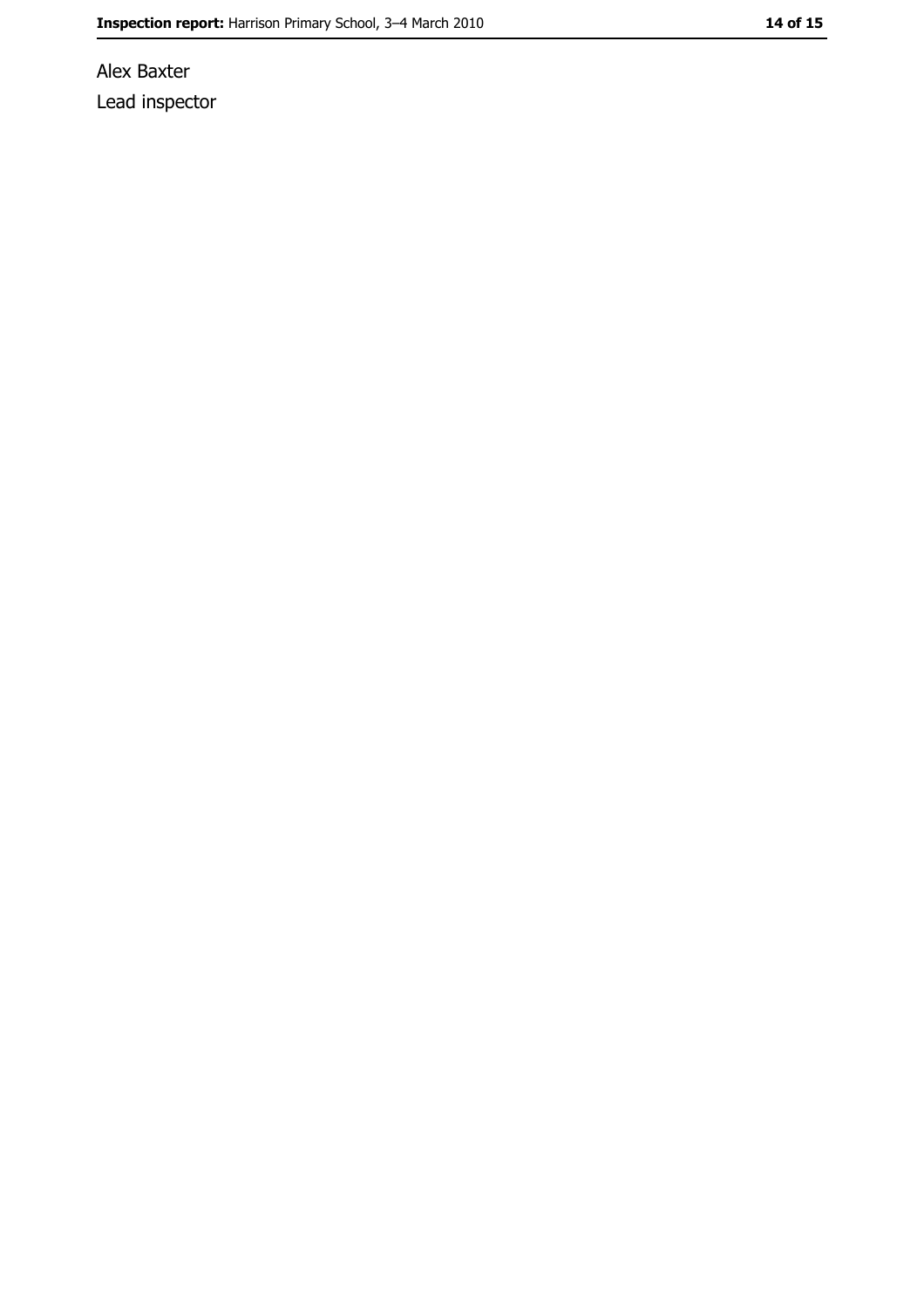Alex Baxter

Lead inspector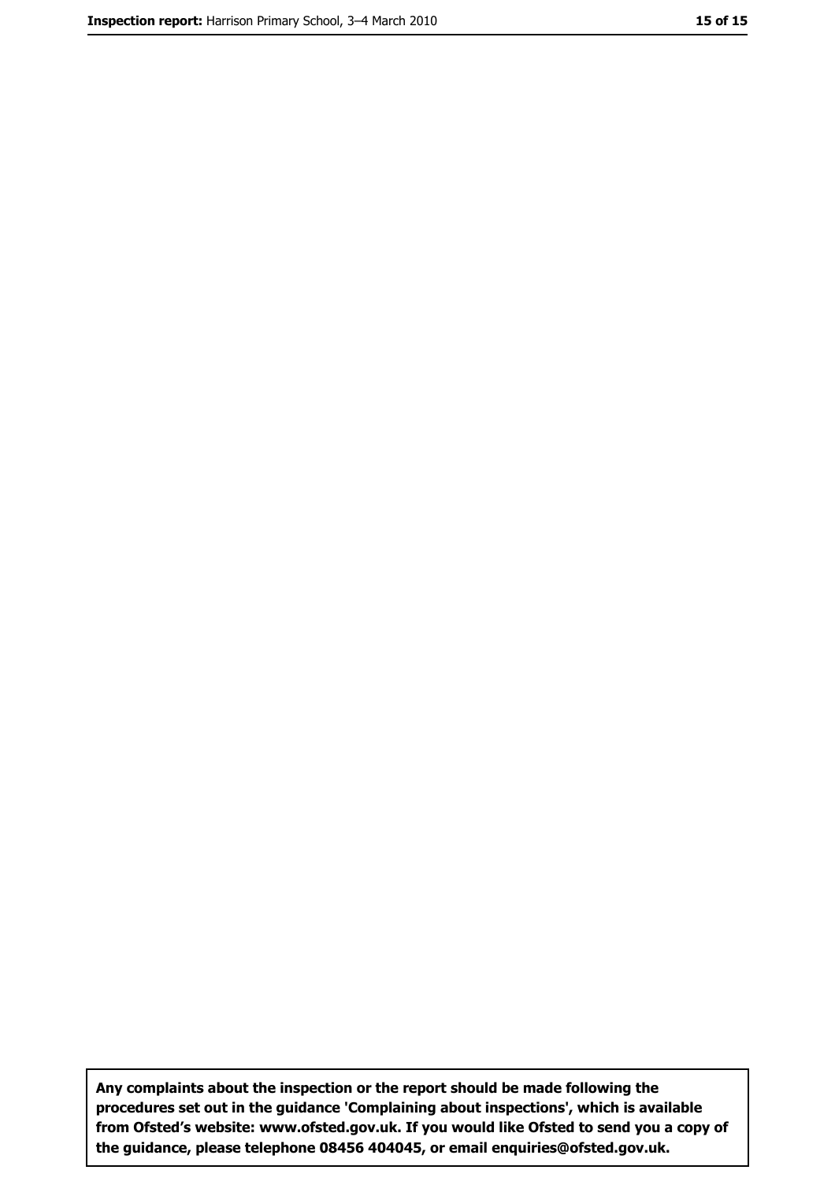**Any complaints about the inspection or the report should be made following the procedures set out in the guidance 'Complaining about inspections', which is available from Ofsted's website: www.ofsted.gov.uk. If you would like Ofsted to send you a copy of the guidance, please telephone 08456 404045, or email enquiries@ofsted.gov.uk.**